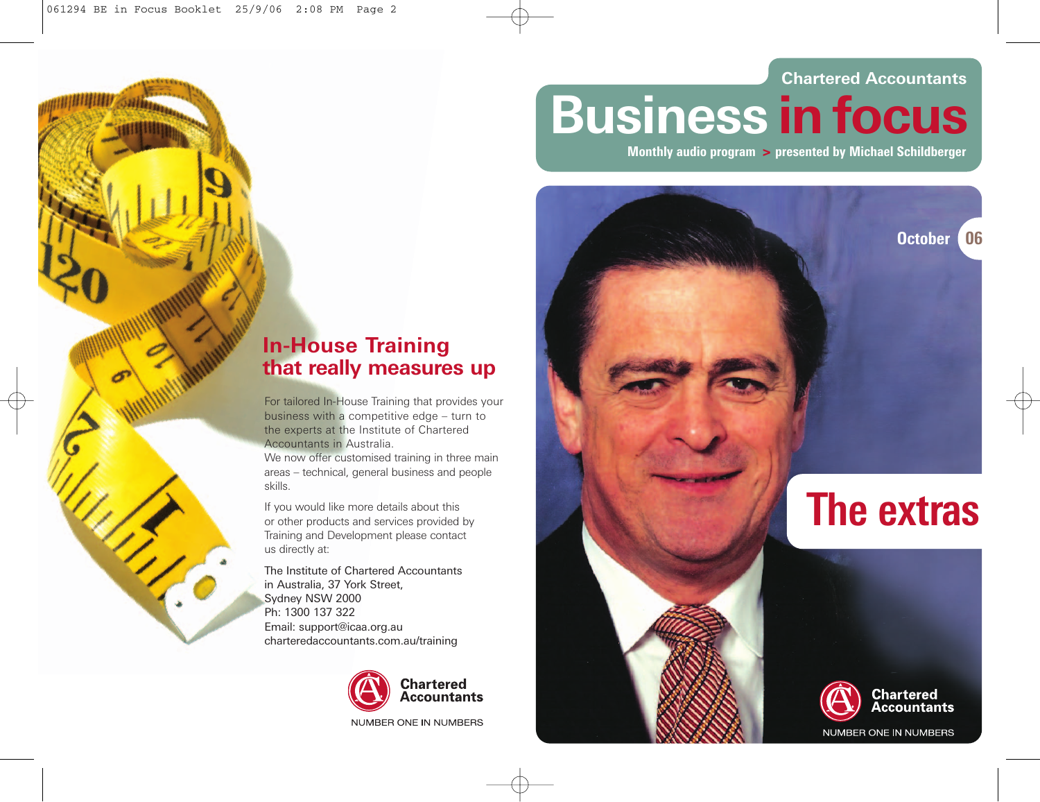## In-House Training that really measures up

For tailored In-House Training that provides your business with a competitive edge – turn to the experts at the Institute of Chartered Accountants in Australia.
We now offer customised training in three main areas – technical, general business and people skills.

If you would like more details about this or other products and services provided by Training and Development please contact us directly at:

The Institute of Chartered Accountants in Australia, 37 York Street,
Sydney NSW 2000
Ph: 1300 137 322
Email: support@icaa.org.au
charteredaccountants.com.au/training

Chartered Accountants
NUMBER ONE IN NUMBERS

Chartered Accountants

# Business in focus

Monthly audio program > presented by Michael Schildberger

October 06

# The extras

Chartered Accountants
NUMBER ONE IN NUMBERS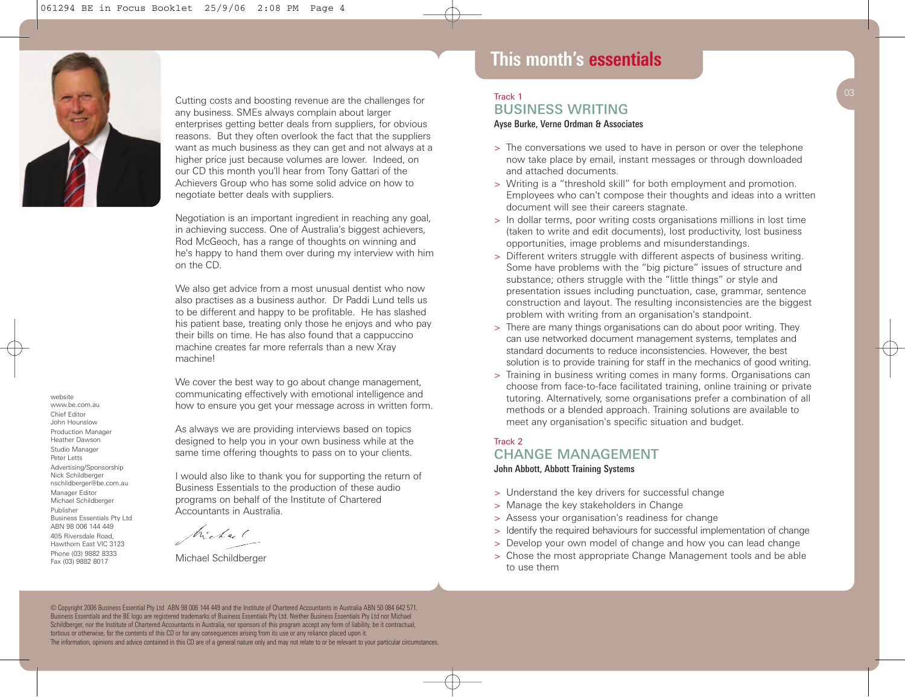Cutting costs and boosting revenue are the challenges for any business. SMEs always complain about larger enterprises getting better deals from suppliers, for obvious reasons. But they often overlook the fact that the suppliers want as much business as they can get and not always at a higher price just because volumes are lower. Indeed, on our CD this month you'll hear from Tony Gattari of the Achievers Group who has some solid advice on how to negotiate better deals with suppliers.

Negotiation is an important ingredient in reaching any goal, in achieving success. One of Australia's biggest achievers, Rod McGeoch, has a range of thoughts on winning and he's happy to hand them over during my interview with him on the CD.

We also get advice from a most unusual dentist who now also practises as a business author. Dr Paddi Lund tells us to be different and happy to be profitable. He has slashed his patient base, treating only those he enjoys and who pay their bills on time. He has also found that a cappuccino machine creates far more referrals than a new Xray machine!

We cover the best way to go about change management, communicating effectively with emotional intelligence and how to ensure you get your message across in written form.

As always we are providing interviews based on topics designed to help you in your own business while at the same time offering thoughts to pass on to your clients.

I would also like to thank you for supporting the return of Business Essentials to the production of these audio programs on behalf of the Institute of Chartered Accountants in Australia.

Michael Schildberger

website
www.be.com.au
Chief Editor
John Hounslow
Production Manager
Heather Dawson
Studio Manager
Peter Letts
Advertising/Sponsorship
Nick Schildberger
nschildberger@be.com.au
Manager Editor
Michael Schildberger
Publisher
Business Essentials Pty Ltd
ABN 98 006 144 449
405 Riversdale Road,
Hawthorn East VIC 3123
Phone (03) 9882 8333
Fax (03) 9882 8017

© Copyright 2006 Business Essential Pty Ltd ABN 98 006 144 449 and the Institute of Chartered Accountants in Australia ABN 50 084 642 571. Business Essentials and the BE logo are registered trademarks of Business Essentials Pty Ltd. Neither Business Essentials Pty Ltd nor Michael Schildberger, nor the Institute of Chartered Accountants in Australia, nor sponsors of this program accept any form of liability, be it contractual, tortious or otherwise, for the contents of this CD or for any consequences arising from its use or any reliance placed upon it.
The information, opinions and advice contained in this CD are of a general nature only and may not relate to or be relevant to your particular circumstances.

# This month's essentials

Track 1

## BUSINESS WRITING

**Ayse Burke, Verne Ordman & Associates**

> The conversations we used to have in person or over the telephone now take place by email, instant messages or through downloaded and attached documents.
> Writing is a "threshold skill" for both employment and promotion. Employees who can't compose their thoughts and ideas into a written document will see their careers stagnate.
> In dollar terms, poor writing costs organisations millions in lost time (taken to write and edit documents), lost productivity, lost business opportunities, image problems and misunderstandings.
> Different writers struggle with different aspects of business writing. Some have problems with the "big picture" issues of structure and substance; others struggle with the "little things" or style and presentation issues including punctuation, case, grammar, sentence construction and layout. The resulting inconsistencies are the biggest problem with writing from an organisation's standpoint.
> There are many things organisations can do about poor writing. They can use networked document management systems, templates and standard documents to reduce inconsistencies. However, the best solution is to provide training for staff in the mechanics of good writing.
> Training in business writing comes in many forms. Organisations can choose from face-to-face facilitated training, online training or private tutoring. Alternatively, some organisations prefer a combination of all methods or a blended approach. Training solutions are available to meet any organisation's specific situation and budget.

Track 2

## CHANGE MANAGEMENT

**John Abbott, Abbott Training Systems**

> Understand the key drivers for successful change
> Manage the key stakeholders in Change
> Assess your organisation's readiness for change
> Identify the required behaviours for successful implementation of change
> Develop your own model of change and how you can lead change
> Chose the most appropriate Change Management tools and be able to use them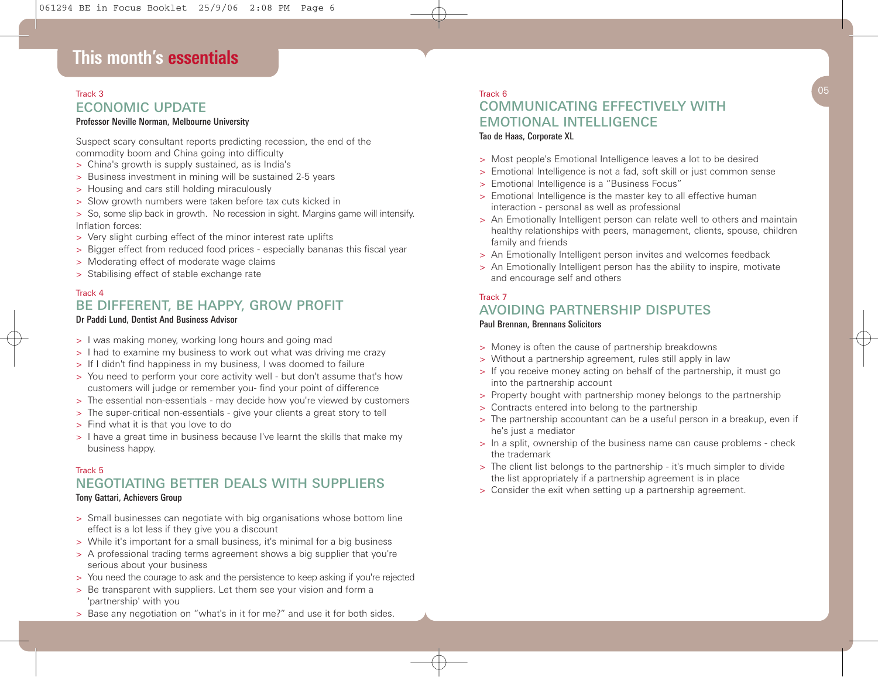# This month's essentials

Track 3

## ECONOMIC UPDATE

**Professor Neville Norman, Melbourne University**

Suspect scary consultant reports predicting recession, the end of the commodity boom and China going into difficulty

- China's growth is supply sustained, as is India's
- Business investment in mining will be sustained 2-5 years
- Housing and cars still holding miraculously
- Slow growth numbers were taken before tax cuts kicked in
- So, some slip back in growth. No recession in sight. Margins game will intensify.

Inflation forces:

- Very slight curbing effect of the minor interest rate uplifts
- Bigger effect from reduced food prices - especially bananas this fiscal year
- Moderating effect of moderate wage claims
- Stabilising effect of stable exchange rate

Track 4

## BE DIFFERENT, BE HAPPY, GROW PROFIT

**Dr Paddi Lund, Dentist And Business Advisor**

- I was making money, working long hours and going mad
- I had to examine my business to work out what was driving me crazy
- If I didn't find happiness in my business, I was doomed to failure
- You need to perform your core activity well - but don't assume that's how customers will judge or remember you- find your point of difference
- The essential non-essentials - may decide how you're viewed by customers
- The super-critical non-essentials - give your clients a great story to tell
- Find what it is that you love to do
- I have a great time in business because I've learnt the skills that make my business happy.

Track 5

## NEGOTIATING BETTER DEALS WITH SUPPLIERS

**Tony Gattari, Achievers Group**

- Small businesses can negotiate with big organisations whose bottom line effect is a lot less if they give you a discount
- While it's important for a small business, it's minimal for a big business
- A professional trading terms agreement shows a big supplier that you're serious about your business
- You need the courage to ask and the persistence to keep asking if you're rejected
- Be transparent with suppliers. Let them see your vision and form a 'partnership' with you
- Base any negotiation on "what's in it for me?" and use it for both sides.

Track 6

## COMMUNICATING EFFECTIVELY WITH EMOTIONAL INTELLIGENCE

**Tao de Haas, Corporate XL**

- Most people's Emotional Intelligence leaves a lot to be desired
- Emotional Intelligence is not a fad, soft skill or just common sense
- Emotional Intelligence is a "Business Focus"
- Emotional Intelligence is the master key to all effective human interaction - personal as well as professional
- An Emotionally Intelligent person can relate well to others and maintain healthy relationships with peers, management, clients, spouse, children family and friends
- An Emotionally Intelligent person invites and welcomes feedback
- An Emotionally Intelligent person has the ability to inspire, motivate and encourage self and others

Track 7

## AVOIDING PARTNERSHIP DISPUTES

**Paul Brennan, Brennans Solicitors**

- Money is often the cause of partnership breakdowns
- Without a partnership agreement, rules still apply in law
- If you receive money acting on behalf of the partnership, it must go into the partnership account
- Property bought with partnership money belongs to the partnership
- Contracts entered into belong to the partnership
- The partnership accountant can be a useful person in a breakup, even if he's just a mediator
- In a split, ownership of the business name can cause problems - check the trademark
- The client list belongs to the partnership - it's much simpler to divide the list appropriately if a partnership agreement is in place
- Consider the exit when setting up a partnership agreement.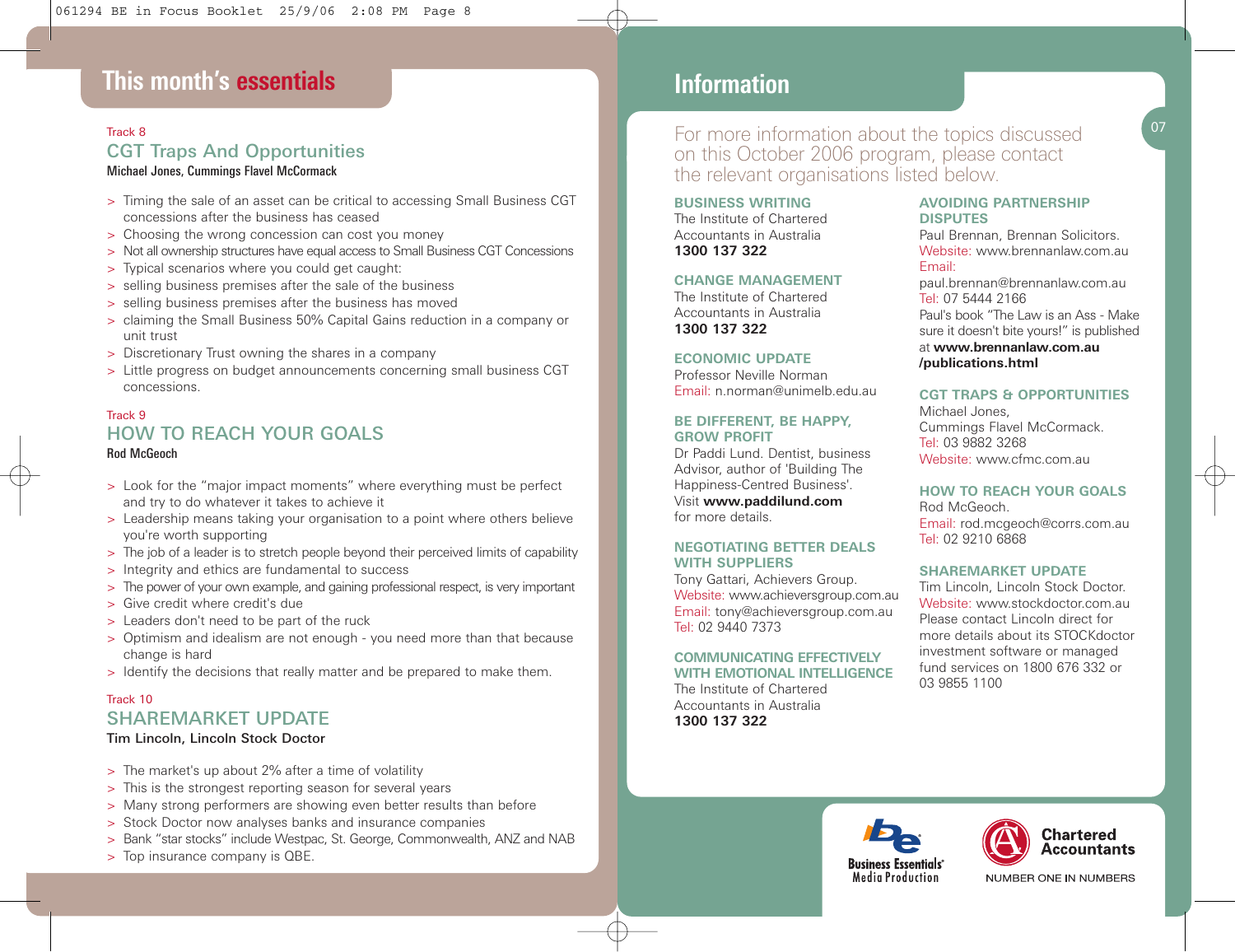## This month's essentials

Track 8

### CGT Traps And Opportunities

**Michael Jones, Cummings Flavel McCormack**

- Timing the sale of an asset can be critical to accessing Small Business CGT concessions after the business has ceased
- Choosing the wrong concession can cost you money
- Not all ownership structures have equal access to Small Business CGT Concessions
- Typical scenarios where you could get caught:
- selling business premises after the sale of the business
- selling business premises after the business has moved
- claiming the Small Business 50% Capital Gains reduction in a company or unit trust
- Discretionary Trust owning the shares in a company
- Little progress on budget announcements concerning small business CGT concessions.

Track 9

### HOW TO REACH YOUR GOALS

**Rod McGeoch**

- Look for the "major impact moments" where everything must be perfect and try to do whatever it takes to achieve it
- Leadership means taking your organisation to a point where others believe you're worth supporting
- The job of a leader is to stretch people beyond their perceived limits of capability
- Integrity and ethics are fundamental to success
- The power of your own example, and gaining professional respect, is very important
- Give credit where credit's due
- Leaders don't need to be part of the ruck
- Optimism and idealism are not enough - you need more than that because change is hard
- Identify the decisions that really matter and be prepared to make them.

Track 10

### SHAREMARKET UPDATE

**Tim Lincoln, Lincoln Stock Doctor**

- The market's up about 2% after a time of volatility
- This is the strongest reporting season for several years
- Many strong performers are showing even better results than before
- Stock Doctor now analyses banks and insurance companies
- Bank "star stocks" include Westpac, St. George, Commonwealth, ANZ and NAB
- Top insurance company is QBE.

## Information

For more information about the topics discussed on this October 2006 program, please contact the relevant organisations listed below.

**BUSINESS WRITING**
The Institute of Chartered Accountants in Australia
**1300 137 322**

**CHANGE MANAGEMENT**
The Institute of Chartered Accountants in Australia
**1300 137 322**

**ECONOMIC UPDATE**
Professor Neville Norman
Email: n.norman@unimelb.edu.au

**BE DIFFERENT, BE HAPPY, GROW PROFIT**
Dr Paddi Lund. Dentist, business Advisor, author of 'Building The Happiness-Centred Business'.
Visit **www.paddilund.com** for more details.

**NEGOTIATING BETTER DEALS WITH SUPPLIERS**
Tony Gattari, Achievers Group.
Website: www.achieversgroup.com.au
Email: tony@achieversgroup.com.au
Tel: 02 9440 7373

**COMMUNICATING EFFECTIVELY WITH EMOTIONAL INTELLIGENCE**
The Institute of Chartered Accountants in Australia
**1300 137 322**

**AVOIDING PARTNERSHIP DISPUTES**
Paul Brennan, Brennan Solicitors.
Website: www.brennanlaw.com.au
Email: paul.brennan@brennanlaw.com.au
Tel: 07 5444 2166
Paul's book "The Law is an Ass - Make sure it doesn't bite yours!" is published at **www.brennanlaw.com.au /publications.html**

**CGT TRAPS & OPPORTUNITIES**
Michael Jones,
Cummings Flavel McCormack.
Tel: 03 9882 3268
Website: www.cfmc.com.au

**HOW TO REACH YOUR GOALS**
Rod McGeoch.
Email: rod.mcgeoch@corrs.com.au
Tel: 02 9210 6868

**SHAREMARKET UPDATE**
Tim Lincoln, Lincoln Stock Doctor.
Website: www.stockdoctor.com.au
Please contact Lincoln direct for more details about its STOCKdoctor investment software or managed fund services on 1800 676 332 or 03 9855 1100

Business Essentials® Media Production

Chartered Accountants
NUMBER ONE IN NUMBERS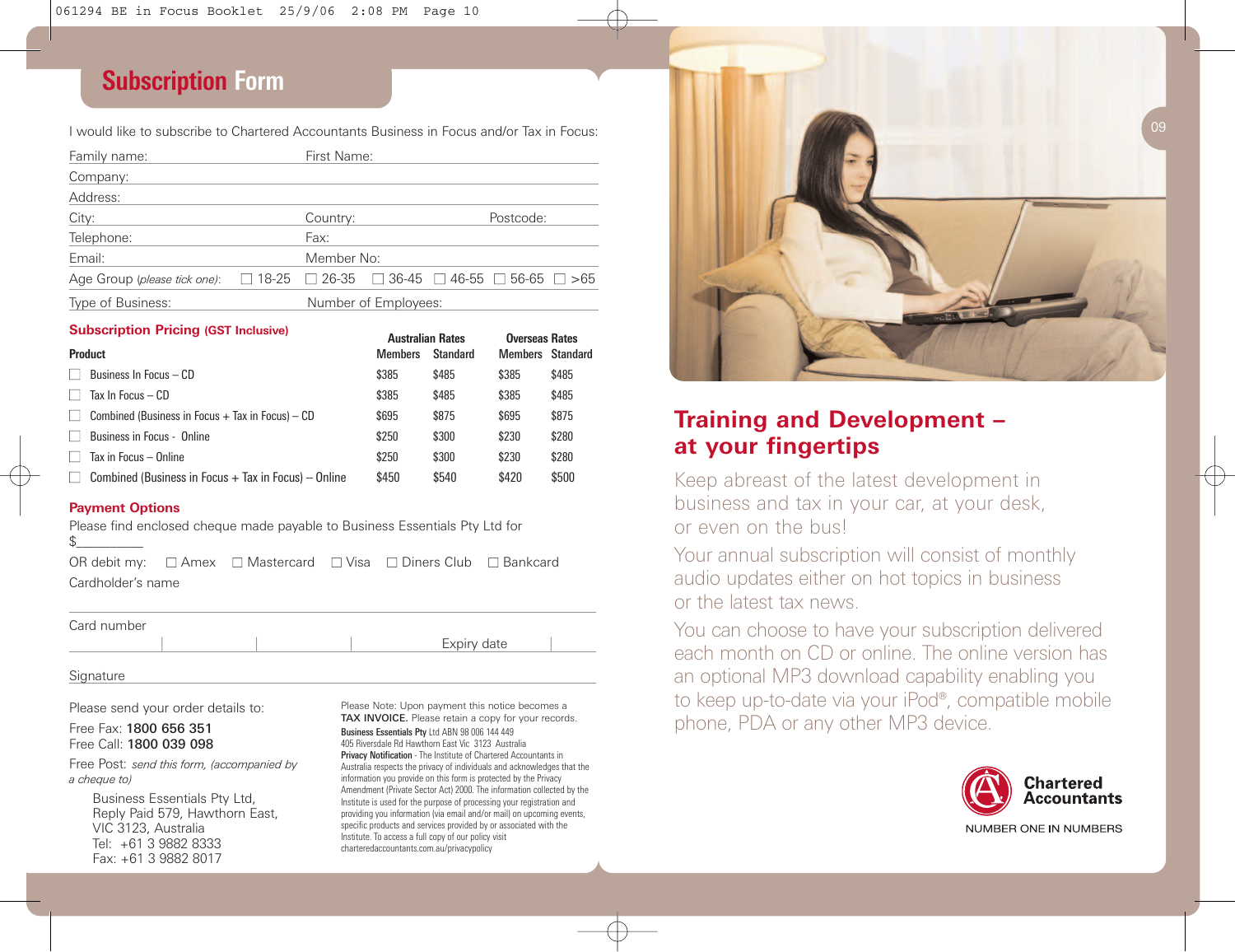# Subscription Form

I would like to subscribe to Chartered Accountants Business in Focus and/or Tax in Focus:

Family name: First Name:

Company:

Address:

City: Country: Postcode:

Telephone: Fax:

Email: Member No:

Age Group (*please tick one*): ☐ 18-25 ☐ 26-35 ☐ 36-45 ☐ 46-55 ☐ 56-65 ☐ >65

Type of Business: Number of Employees:

## Subscription Pricing (GST Inclusive)

| Product | Australian Rates | | Overseas Rates | |
|---|---|---|---|---|
| | Members | Standard | Members | Standard |
| ☐ Business In Focus – CD | $385 | $485 | $385 | $485 |
| ☐ Tax In Focus – CD | $385 | $485 | $385 | $485 |
| ☐ Combined (Business in Focus + Tax in Focus) – CD | $695 | $875 | $695 | $875 |
| ☐ Business in Focus - Online | $250 | $300 | $230 | $280 |
| ☐ Tax in Focus – Online | $250 | $300 | $230 | $280 |
| ☐ Combined (Business in Focus + Tax in Focus) – Online | $450 | $540 | $420 | $500 |

## Payment Options

Please find enclosed cheque made payable to Business Essentials Pty Ltd for $__________

OR debit my: ☐ Amex ☐ Mastercard ☐ Visa ☐ Diners Club ☐ Bankcard

Cardholder's name

Card number

Expiry date

Signature

Please send your order details to:

Free Fax: **1800 656 351**
Free Call: **1800 039 098**

Free Post: *send this form, (accompanied by a cheque to)*

Business Essentials Pty Ltd,
Reply Paid 579, Hawthorn East,
VIC 3123, Australia
Tel: +61 3 9882 8333
Fax: +61 3 9882 8017

Please Note: Upon payment this notice becomes a **TAX INVOICE.** Please retain a copy for your records.

**Business Essentials Pty** Ltd ABN 98 006 144 449
405 Riversdale Rd Hawthorn East Vic 3123 Australia

**Privacy Notification** - The Institute of Chartered Accountants in Australia respects the privacy of individuals and acknowledges that the information you provide on this form is protected by the Privacy Amendment (Private Sector Act) 2000. The information collected by the Institute is used for the purpose of processing your registration and providing you information (via email and/or mail) on upcoming events, specific products and services provided by or associated with the Institute. To access a full copy of our policy visit charteredaccountants.com.au/privacypolicy

## Training and Development – at your fingertips

Keep abreast of the latest development in business and tax in your car, at your desk, or even on the bus!

Your annual subscription will consist of monthly audio updates either on hot topics in business or the latest tax news.

You can choose to have your subscription delivered each month on CD or online. The online version has an optional MP3 download capability enabling you to keep up-to-date via your iPod®, compatible mobile phone, PDA or any other MP3 device.

Chartered Accountants

NUMBER ONE IN NUMBERS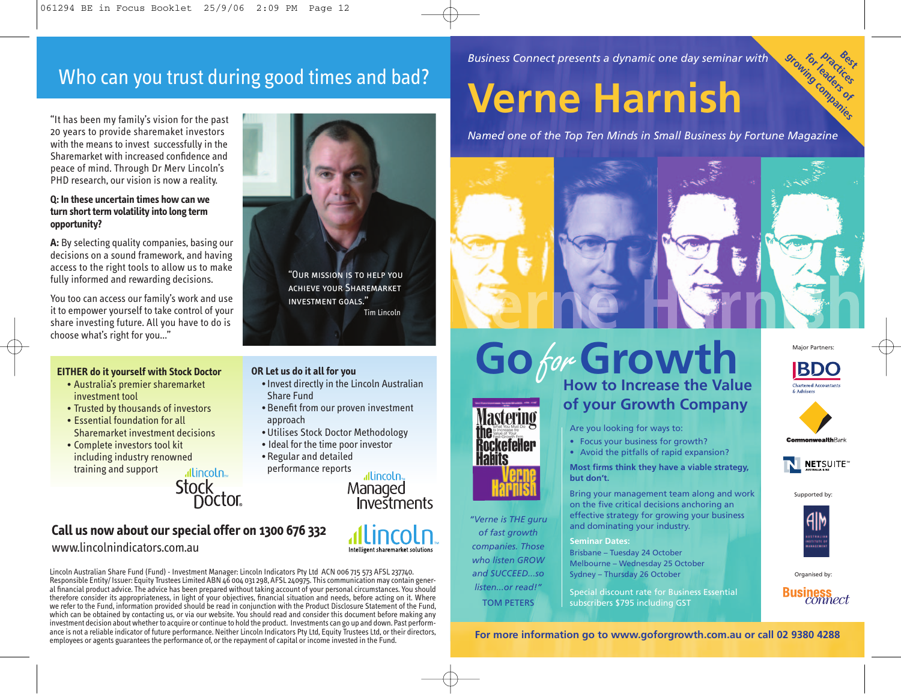## Who can you trust during good times and bad?

"It has been my family's vision for the past 20 years to provide sharemaket investors with the means to invest successfully in the Sharemarket with increased confidence and peace of mind. Through Dr Merv Lincoln's PHD research, our vision is now a reality.

**Q: In these uncertain times how can we turn short term volatility into long term opportunity?**

**A:** By selecting quality companies, basing our decisions on a sound framework, and having access to the right tools to allow us to make fully informed and rewarding decisions.

You too can access our family's work and use it to empower yourself to take control of your share investing future. All you have to do is choose what's right for you..."

"Our mission is to help you achieve your Sharemarket investment goals."
Tim Lincoln

**EITHER do it yourself with Stock Doctor**

- Australia's premier sharemarket investment tool
- Trusted by thousands of investors
- Essential foundation for all Sharemarket investment decisions
- Complete investors tool kit including industry renowned training and support

Lincoln Stock Doctor

**OR Let us do it all for you**

- Invest directly in the Lincoln Australian Share Fund
- Benefit from our proven investment approach
- Utilises Stock Doctor Methodology
- Ideal for the time poor investor
- Regular and detailed performance reports

Lincoln Managed Investments

**Call us now about our special offer on 1300 676 332**
www.lincolnindicators.com.au

Lincoln – Intelligent sharemarket solutions

Lincoln Australian Share Fund (Fund) - Investment Manager: Lincoln Indicators Pty Ltd ACN 006 715 573 AFSL 237740. Responsible Entity/ Issuer: Equity Trustees Limited ABN 46 004 031 298, AFSL 240975. This communication may contain general financial product advice. The advice has been prepared without taking account of your personal circumstances. You should therefore consider its appropriateness, in light of your objectives, financial situation and needs, before acting on it. Where we refer to the Fund, information provided should be read in conjunction with the Product Disclosure Statement of the Fund, which can be obtained by contacting us, or via our website. You should read and consider this document before making any investment decision about whether to acquire or continue to hold the product. Investments can go up and down. Past performance is not a reliable indicator of future performance. Neither Lincoln Indicators Pty Ltd, Equity Trustees Ltd, or their directors, employees or agents guarantees the performance of, or the repayment of capital or income invested in the Fund.

*Business Connect presents a dynamic one day seminar with*

# Verne Harnish

Best practices for leaders of growing companies

*Named one of the Top Ten Minds in Small Business by Fortune Magazine*

# Go *for* Growth

## How to Increase the Value of your Growth Company

Mastering the Rockefeller Habits – Verne Harnish

*"Verne is THE guru of fast growth companies. Those who listen GROW and SUCCEED...so listen...or read!"*
TOM PETERS

Are you looking for ways to:

- Focus your business for growth?
- Avoid the pitfalls of rapid expansion?

**Most firms think they have a viable strategy, but don't.**

Bring your management team along and work on the five critical decisions anchoring an effective strategy for growing your business and dominating your industry.

**Seminar Dates:**
Brisbane – Tuesday 24 October
Melbourne – Wednesday 25 October
Sydney – Thursday 26 October

Special discount rate for Business Essential subscribers $795 including GST

Major Partners:
BDO Chartered Accountants & Advisers
CommonwealthBank
NETSUITE Australia & NZ

Supported by:
AIM Australian Institute of Management

Organised by:
Business connect

**For more information go to www.goforgrowth.com.au or call 02 9380 4288**